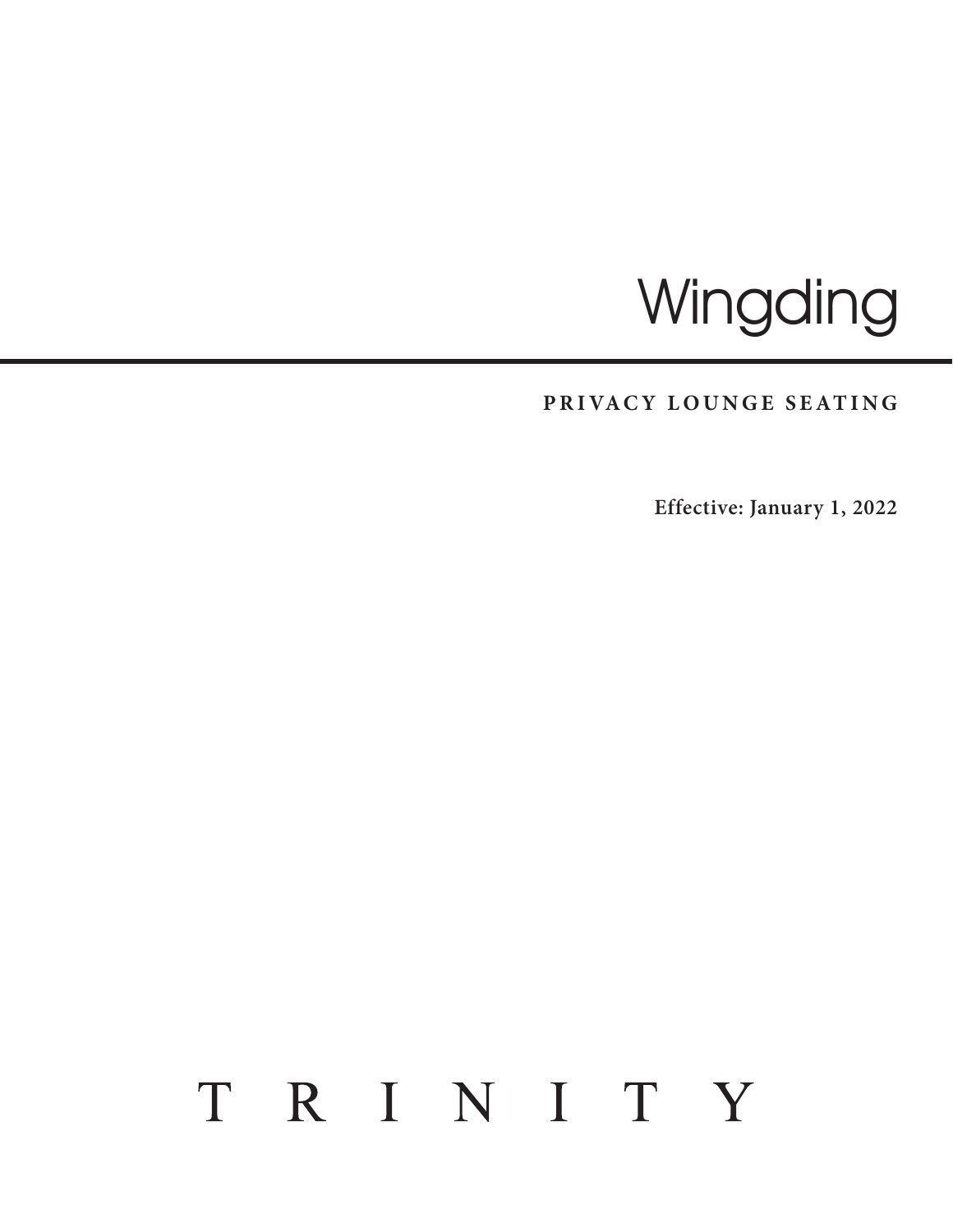# Wingding

## PRIVACY LOUNGE SEATING

**Effective: January 1, 2022**

TRINITY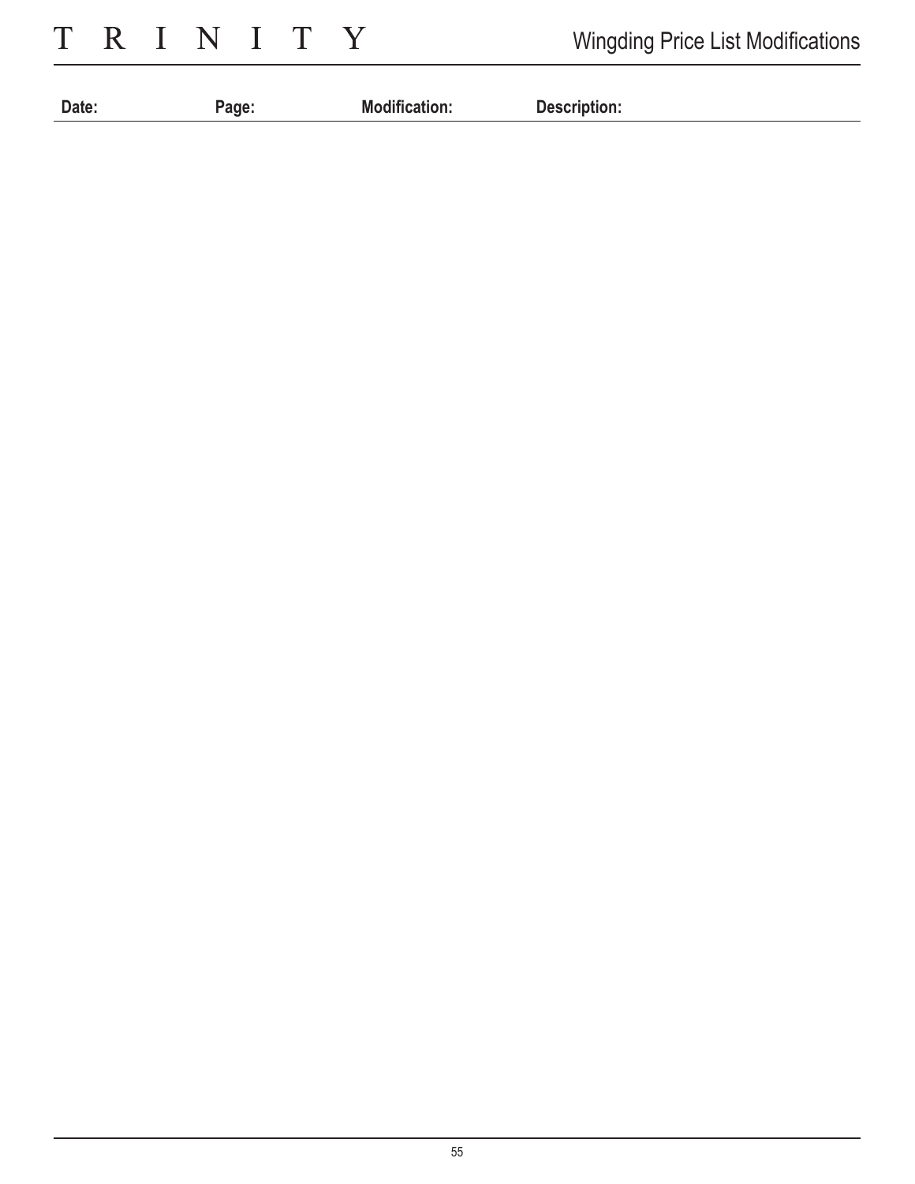| Date: | Page: | Modification: | Description: |
| --- | --- | --- | --- |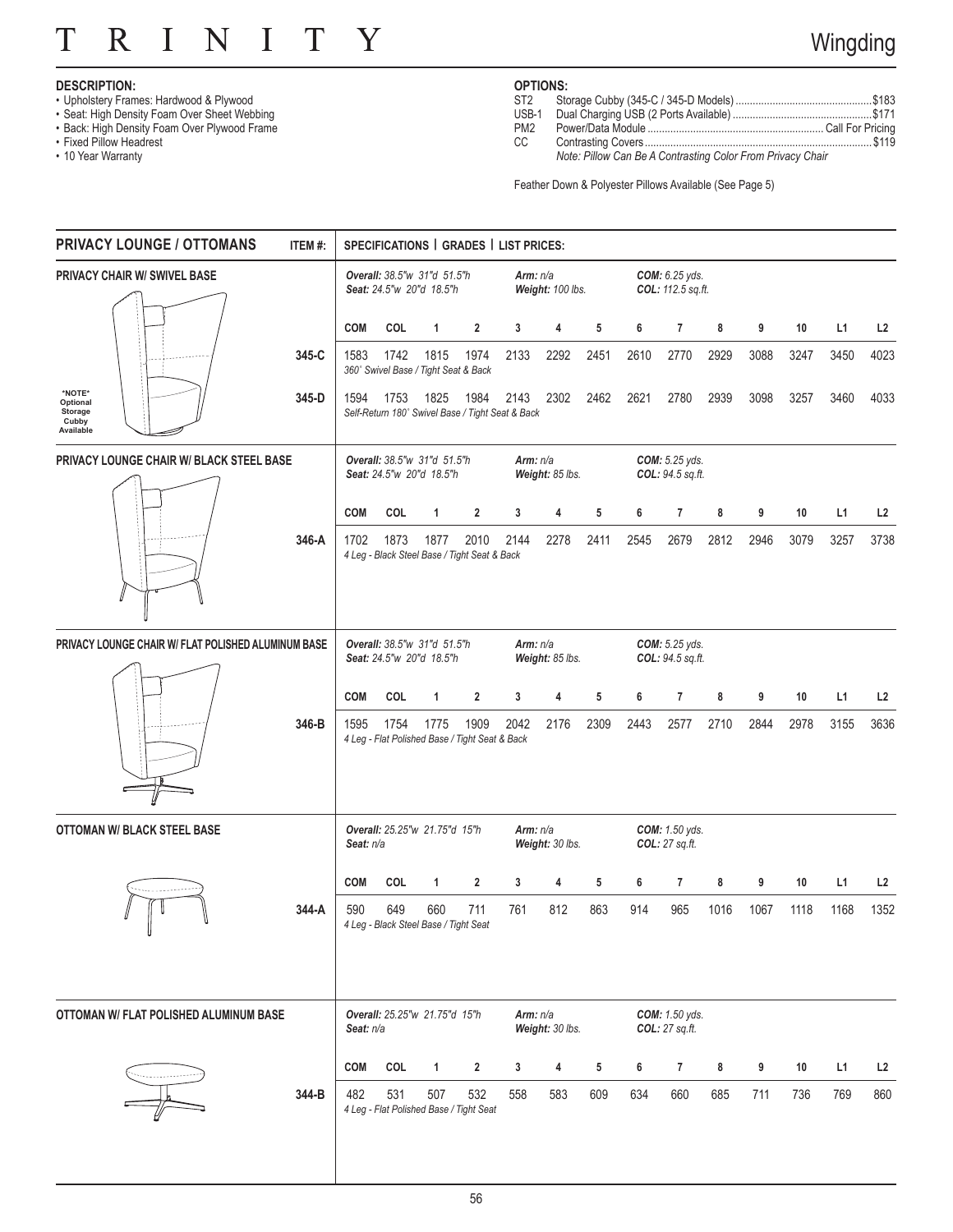# TRINITY — Wingding

**DESCRIPTION:**

- Upholstery Frames: Hardwood & Plywood
- Seat: High Density Foam Over Sheet Webbing
- Back: High Density Foam Over Plywood Frame
- Fixed Pillow Headrest
- 10 Year Warranty

**OPTIONS:**

| Code | Option | Price |
|---|---|---|
| ST2 | Storage Cubby (345-C / 345-D Models) | $183 |
| USB-1 | Dual Charging USB (2 Ports Available) | $171 |
| PM2 | Power/Data Module | Call For Pricing |
| CC | Contrasting Covers | $119 |

*Note: Pillow Can Be A Contrasting Color From Privacy Chair*

Feather Down & Polyester Pillows Available (See Page 5)

## PRIVACY LOUNGE / OTTOMANS

### PRIVACY CHAIR W/ SWIVEL BASE

*NOTE* Optional Storage Cubby Available

**Overall:** 38.5"w 31"d 51.5"h | **Seat:** 24.5"w 20"d 18.5"h | **Arm:** n/a | **Weight:** 100 lbs. | **COM:** 6.25 yds. | **COL:** 112.5 sq.ft.

| ITEM # | COM | COL | 1 | 2 | 3 | 4 | 5 | 6 | 7 | 8 | 9 | 10 | L1 | L2 |
|---|---|---|---|---|---|---|---|---|---|---|---|---|---|---|
| 345-C | 1583 | 1742 | 1815 | 1974 | 2133 | 2292 | 2451 | 2610 | 2770 | 2929 | 3088 | 3247 | 3450 | 4023 |
| 345-D | 1594 | 1753 | 1825 | 1984 | 2143 | 2302 | 2462 | 2621 | 2780 | 2939 | 3098 | 3257 | 3460 | 4033 |

345-C: *360˚ Swivel Base / Tight Seat & Back*
345-D: *Self-Return 180˚ Swivel Base / Tight Seat & Back*

### PRIVACY LOUNGE CHAIR W/ BLACK STEEL BASE

**Overall:** 38.5"w 31"d 51.5"h | **Seat:** 24.5"w 20"d 18.5"h | **Arm:** n/a | **Weight:** 85 lbs. | **COM:** 5.25 yds. | **COL:** 94.5 sq.ft.

| ITEM # | COM | COL | 1 | 2 | 3 | 4 | 5 | 6 | 7 | 8 | 9 | 10 | L1 | L2 |
|---|---|---|---|---|---|---|---|---|---|---|---|---|---|---|
| 346-A | 1702 | 1873 | 1877 | 2010 | 2144 | 2278 | 2411 | 2545 | 2679 | 2812 | 2946 | 3079 | 3257 | 3738 |

*4 Leg - Black Steel Base / Tight Seat & Back*

### PRIVACY LOUNGE CHAIR W/ FLAT POLISHED ALUMINUM BASE

**Overall:** 38.5"w 31"d 51.5"h | **Seat:** 24.5"w 20"d 18.5"h | **Arm:** n/a | **Weight:** 85 lbs. | **COM:** 5.25 yds. | **COL:** 94.5 sq.ft.

| ITEM # | COM | COL | 1 | 2 | 3 | 4 | 5 | 6 | 7 | 8 | 9 | 10 | L1 | L2 |
|---|---|---|---|---|---|---|---|---|---|---|---|---|---|---|
| 346-B | 1595 | 1754 | 1775 | 1909 | 2042 | 2176 | 2309 | 2443 | 2577 | 2710 | 2844 | 2978 | 3155 | 3636 |

*4 Leg - Flat Polished Base / Tight Seat & Back*

### OTTOMAN W/ BLACK STEEL BASE

**Overall:** 25.25"w 21.75"d 15"h | **Seat:** n/a | **Arm:** n/a | **Weight:** 30 lbs. | **COM:** 1.50 yds. | **COL:** 27 sq.ft.

| ITEM # | COM | COL | 1 | 2 | 3 | 4 | 5 | 6 | 7 | 8 | 9 | 10 | L1 | L2 |
|---|---|---|---|---|---|---|---|---|---|---|---|---|---|---|
| 344-A | 590 | 649 | 660 | 711 | 761 | 812 | 863 | 914 | 965 | 1016 | 1067 | 1118 | 1168 | 1352 |

*4 Leg - Black Steel Base / Tight Seat*

### OTTOMAN W/ FLAT POLISHED ALUMINUM BASE

**Overall:** 25.25"w 21.75"d 15"h | **Seat:** n/a | **Arm:** n/a | **Weight:** 30 lbs. | **COM:** 1.50 yds. | **COL:** 27 sq.ft.

| ITEM # | COM | COL | 1 | 2 | 3 | 4 | 5 | 6 | 7 | 8 | 9 | 10 | L1 | L2 |
|---|---|---|---|---|---|---|---|---|---|---|---|---|---|---|
| 344-B | 482 | 531 | 507 | 532 | 558 | 583 | 609 | 634 | 660 | 685 | 711 | 736 | 769 | 860 |

*4 Leg - Flat Polished Base / Tight Seat*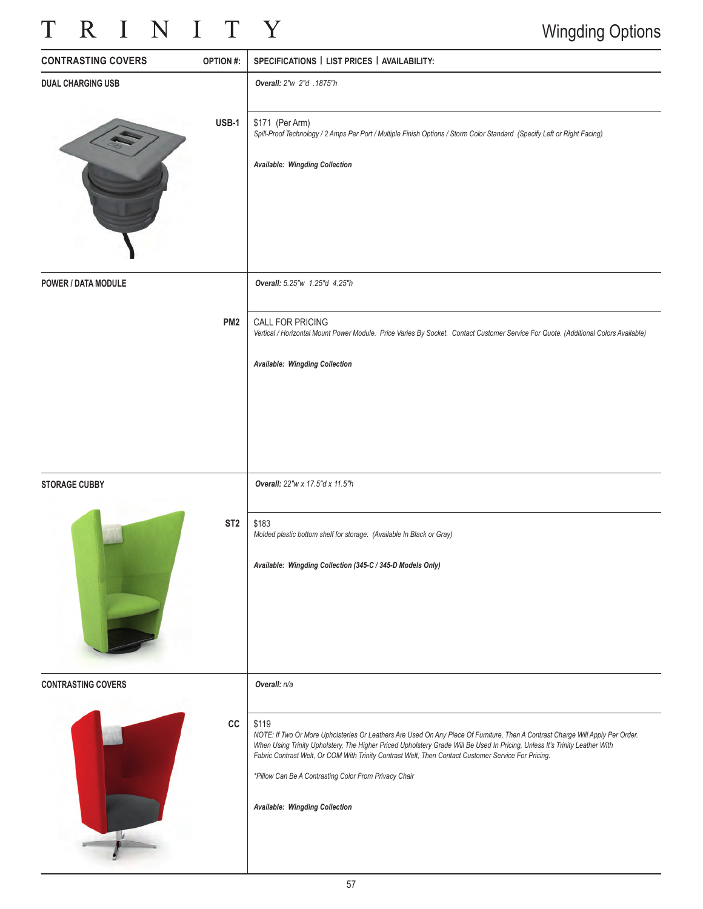# TRINITY

## Wingding Options

| CONTRASTING COVERS | OPTION #: | SPECIFICATIONS \| LIST PRICES \| AVAILABILITY: |
|---|---|---|
| **DUAL CHARGING USB** | | ***Overall:*** *2"w 2"d .1875"h* |
| | **USB-1** | $171 (Per Arm)<br>*Spill-Proof Technology / 2 Amps Per Port / Multiple Finish Options / Storm Color Standard (Specify Left or Right Facing)*<br><br>***Available: Wingding Collection*** |
| **POWER / DATA MODULE** | | ***Overall:*** *5.25"w 1.25"d 4.25"h* |
| | **PM2** | CALL FOR PRICING<br>*Vertical / Horizontal Mount Power Module. Price Varies By Socket. Contact Customer Service For Quote. (Additional Colors Available)*<br><br>***Available: Wingding Collection*** |
| **STORAGE CUBBY** | | ***Overall:*** *22"w x 17.5"d x 11.5"h* |
| | **ST2** | $183<br>*Molded plastic bottom shelf for storage. (Available In Black or Gray)*<br><br>***Available: Wingding Collection (345-C / 345-D Models Only)*** |
| **CONTRASTING COVERS** | | ***Overall:*** *n/a* |
| | **CC** | $119<br>*NOTE: If Two Or More Upholsteries Or Leathers Are Used On Any Piece Of Furniture, Then A Contrast Charge Will Apply Per Order. When Using Trinity Upholstery, The Higher Priced Upholstery Grade Will Be Used In Pricing, Unless It's Trinity Leather With Fabric Contrast Welt, Or COM With Trinity Contrast Welt, Then Contact Customer Service For Pricing.*<br><br>*\*Pillow Can Be A Contrasting Color From Privacy Chair*<br><br>***Available: Wingding Collection*** |